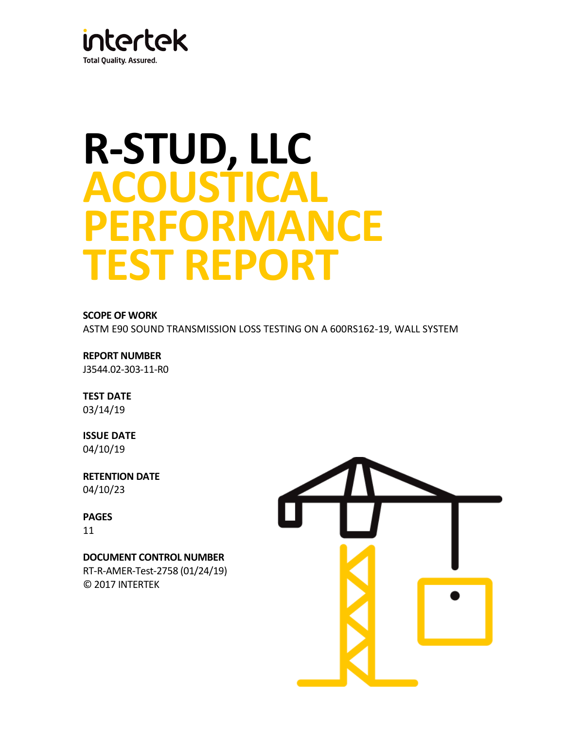intertek

Total Quality. Assured.

# R-STUD, LLC
# ACOUSTICAL PERFORMANCE TEST REPORT

**SCOPE OF WORK**

ASTM E90 SOUND TRANSMISSION LOSS TESTING ON A 600RS162-19, WALL SYSTEM

**REPORT NUMBER**

J3544.02-303-11-R0

**TEST DATE**

03/14/19

**ISSUE DATE**

04/10/19

**RETENTION DATE**

04/10/23

**PAGES**

11

**DOCUMENT CONTROL NUMBER**

RT-R-AMER-Test-2758 (01/24/19)

© 2017 INTERTEK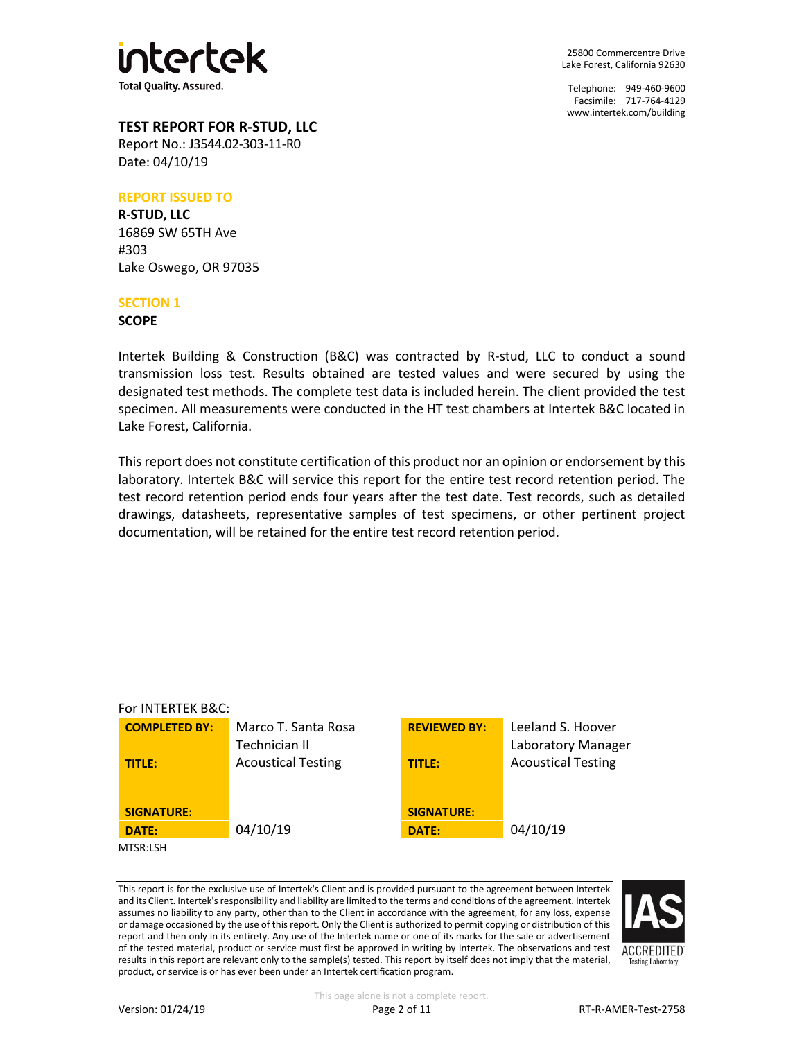intertek

Total Quality. Assured.

25800 Commercentre Drive
Lake Forest, California 92630

Telephone: 949-460-9600
Facsimile: 717-764-4129
www.intertek.com/building

## TEST REPORT FOR R-STUD, LLC

Report No.: J3544.02-303-11-R0
Date: 04/10/19

### REPORT ISSUED TO

**R-STUD, LLC**
16869 SW 65TH Ave
#303
Lake Oswego, OR 97035

### SECTION 1

**SCOPE**

Intertek Building & Construction (B&C) was contracted by R-stud, LLC to conduct a sound transmission loss test. Results obtained are tested values and were secured by using the designated test methods. The complete test data is included herein. The client provided the test specimen. All measurements were conducted in the HT test chambers at Intertek B&C located in Lake Forest, California.

This report does not constitute certification of this product nor an opinion or endorsement by this laboratory. Intertek B&C will service this report for the entire test record retention period. The test record retention period ends four years after the test date. Test records, such as detailed drawings, datasheets, representative samples of test specimens, or other pertinent project documentation, will be retained for the entire test record retention period.

For INTERTEK B&C:

| | | | |
|---|---|---|---|
| **COMPLETED BY:** | Marco T. Santa Rosa | **REVIEWED BY:** | Leeland S. Hoover |
| **TITLE:** | Technician II<br>Acoustical Testing | **TITLE:** | Laboratory Manager<br>Acoustical Testing |
| **SIGNATURE:** | | **SIGNATURE:** | |
| **DATE:** | 04/10/19 | **DATE:** | 04/10/19 |

MTSR:LSH

This report is for the exclusive use of Intertek's Client and is provided pursuant to the agreement between Intertek and its Client. Intertek's responsibility and liability are limited to the terms and conditions of the agreement. Intertek assumes no liability to any party, other than to the Client in accordance with the agreement, for any loss, expense or damage occasioned by the use of this report. Only the Client is authorized to permit copying or distribution of this report and then only in its entirety. Any use of the Intertek name or one of its marks for the sale or advertisement of the tested material, product or service must first be approved in writing by Intertek. The observations and test results in this report are relevant only to the sample(s) tested. This report by itself does not imply that the material, product, or service is or has ever been under an Intertek certification program.

IAS ACCREDITED Testing Laboratory

This page alone is not a complete report.

Version: 01/24/19 RT-R-AMER-Test-2758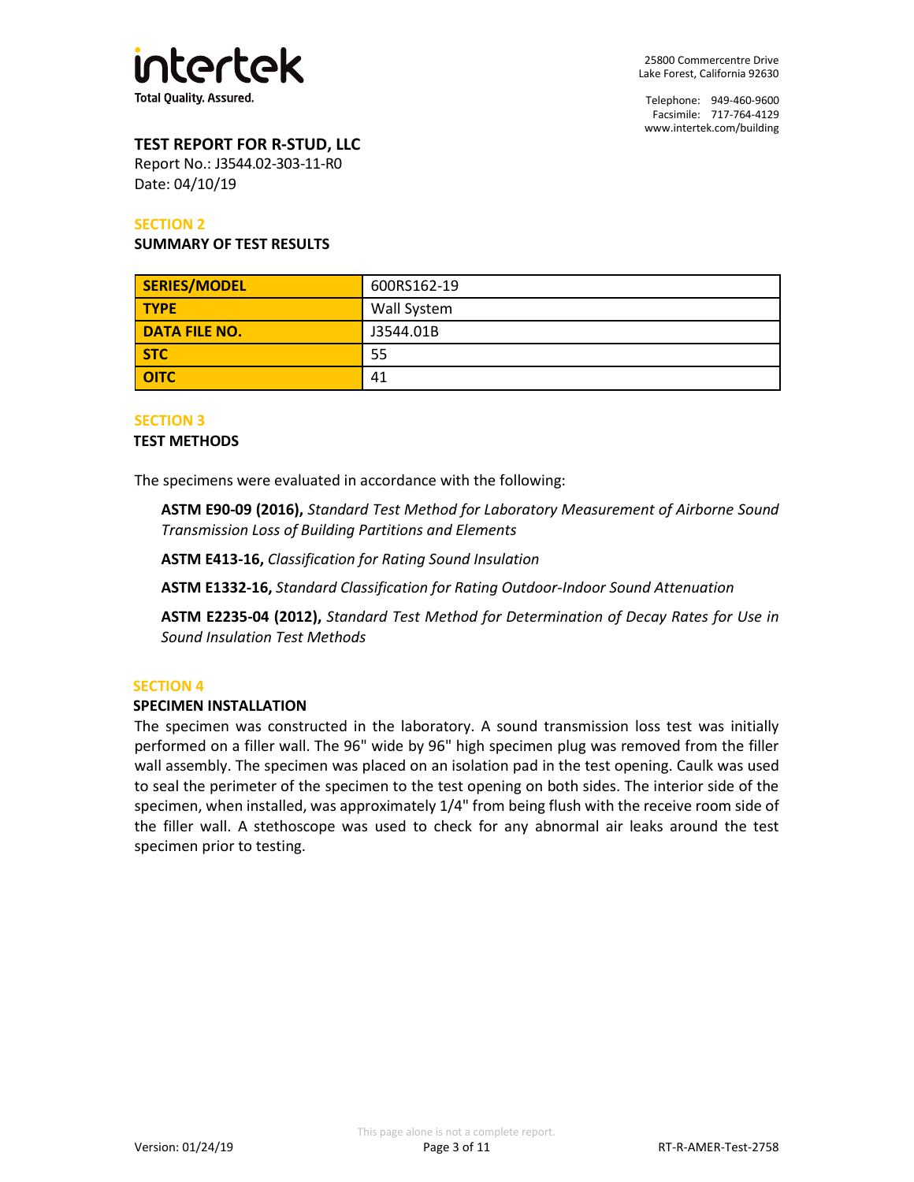**TEST REPORT FOR R-STUD, LLC**
Report No.: J3544.02-303-11-R0
Date: 04/10/19

## SECTION 2

### SUMMARY OF TEST RESULTS

| SERIES/MODEL | 600RS162-19 |
|---|---|
| TYPE | Wall System |
| DATA FILE NO. | J3544.01B |
| STC | 55 |
| OITC | 41 |

## SECTION 3

### TEST METHODS

The specimens were evaluated in accordance with the following:

**ASTM E90-09 (2016),** *Standard Test Method for Laboratory Measurement of Airborne Sound Transmission Loss of Building Partitions and Elements*

**ASTM E413-16,** *Classification for Rating Sound Insulation*

**ASTM E1332-16,** *Standard Classification for Rating Outdoor-Indoor Sound Attenuation*

**ASTM E2235-04 (2012),** *Standard Test Method for Determination of Decay Rates for Use in Sound Insulation Test Methods*

## SECTION 4

### SPECIMEN INSTALLATION

The specimen was constructed in the laboratory. A sound transmission loss test was initially performed on a filler wall. The 96" wide by 96" high specimen plug was removed from the filler wall assembly. The specimen was placed on an isolation pad in the test opening. Caulk was used to seal the perimeter of the specimen to the test opening on both sides. The interior side of the specimen, when installed, was approximately 1/4" from being flush with the receive room side of the filler wall. A stethoscope was used to check for any abnormal air leaks around the test specimen prior to testing.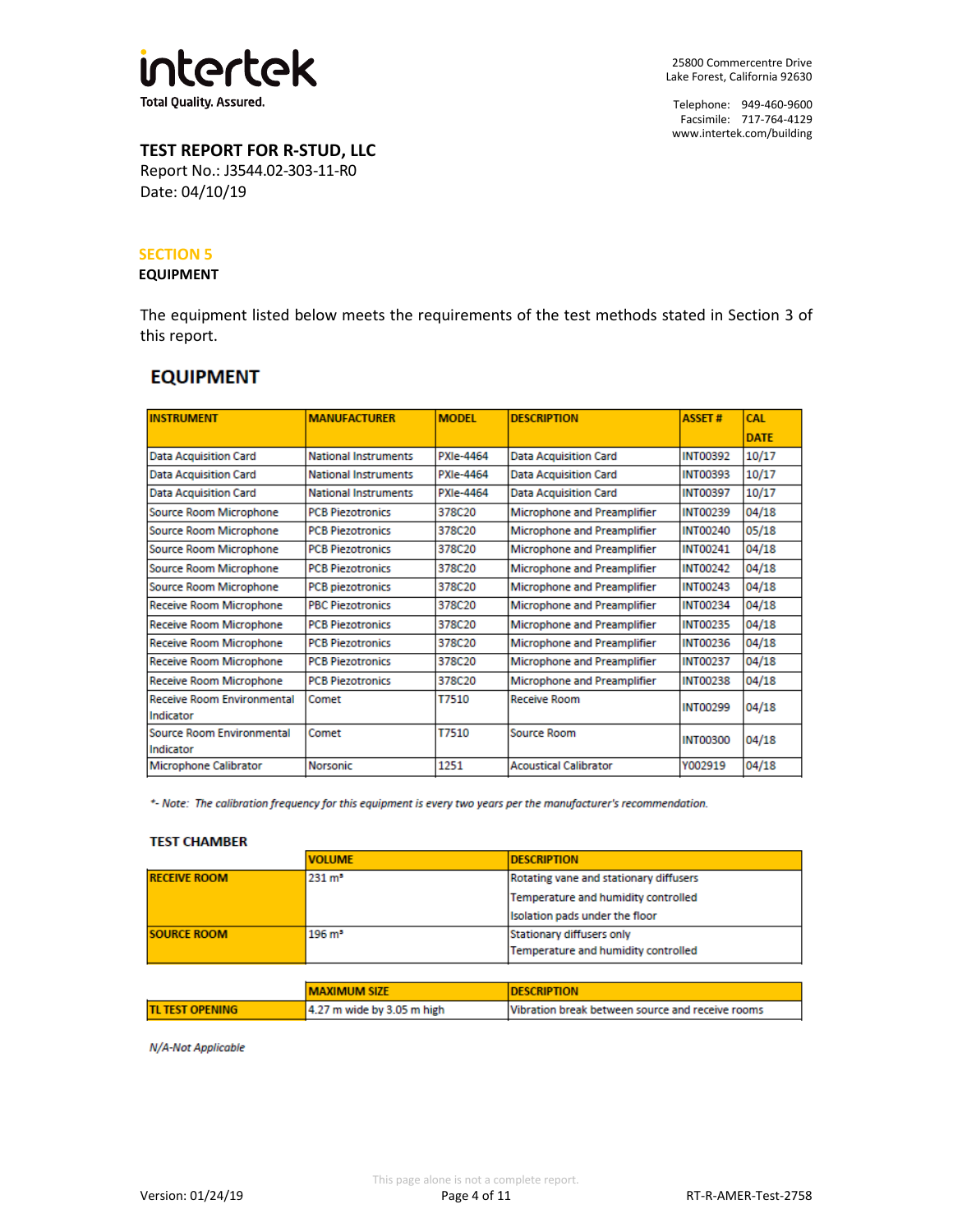**TEST REPORT FOR R-STUD, LLC**
Report No.: J3544.02-303-11-R0
Date: 04/10/19

## SECTION 5

### EQUIPMENT

The equipment listed below meets the requirements of the test methods stated in Section 3 of this report.

## EQUIPMENT

| INSTRUMENT | MANUFACTURER | MODEL | DESCRIPTION | ASSET # | CAL DATE |
|---|---|---|---|---|---|
| Data Acquisition Card | National Instruments | PXIe-4464 | Data Acquisition Card | INT00392 | 10/17 |
| Data Acquisition Card | National Instruments | PXIe-4464 | Data Acquisition Card | INT00393 | 10/17 |
| Data Acquisition Card | National Instruments | PXIe-4464 | Data Acquisition Card | INT00397 | 10/17 |
| Source Room Microphone | PCB Piezotronics | 378C20 | Microphone and Preamplifier | INT00239 | 04/18 |
| Source Room Microphone | PCB Piezotronics | 378C20 | Microphone and Preamplifier | INT00240 | 05/18 |
| Source Room Microphone | PCB Piezotronics | 378C20 | Microphone and Preamplifier | INT00241 | 04/18 |
| Source Room Microphone | PCB Piezotronics | 378C20 | Microphone and Preamplifier | INT00242 | 04/18 |
| Source Room Microphone | PCB piezotronics | 378C20 | Microphone and Preamplifier | INT00243 | 04/18 |
| Receive Room Microphone | PBC Piezotronics | 378C20 | Microphone and Preamplifier | INT00234 | 04/18 |
| Receive Room Microphone | PCB Piezotronics | 378C20 | Microphone and Preamplifier | INT00235 | 04/18 |
| Receive Room Microphone | PCB Piezotronics | 378C20 | Microphone and Preamplifier | INT00236 | 04/18 |
| Receive Room Microphone | PCB Piezotronics | 378C20 | Microphone and Preamplifier | INT00237 | 04/18 |
| Receive Room Microphone | PCB Piezotronics | 378C20 | Microphone and Preamplifier | INT00238 | 04/18 |
| Receive Room Environmental Indicator | Comet | T7510 | Receive Room | INT00299 | 04/18 |
| Source Room Environmental Indicator | Comet | T7510 | Source Room | INT00300 | 04/18 |
| Microphone Calibrator | Norsonic | 1251 | Acoustical Calibrator | Y002919 | 04/18 |

*\*- Note: The calibration frequency for this equipment is every two years per the manufacturer's recommendation.*

**TEST CHAMBER**

| | VOLUME | DESCRIPTION |
|---|---|---|
| RECEIVE ROOM | 231 m³ | Rotating vane and stationary diffusers<br>Temperature and humidity controlled<br>Isolation pads under the floor |
| SOURCE ROOM | 196 m³ | Stationary diffusers only<br>Temperature and humidity controlled |

| | MAXIMUM SIZE | DESCRIPTION |
|---|---|---|
| TL TEST OPENING | 4.27 m wide by 3.05 m high | Vibration break between source and receive rooms |

*N/A-Not Applicable*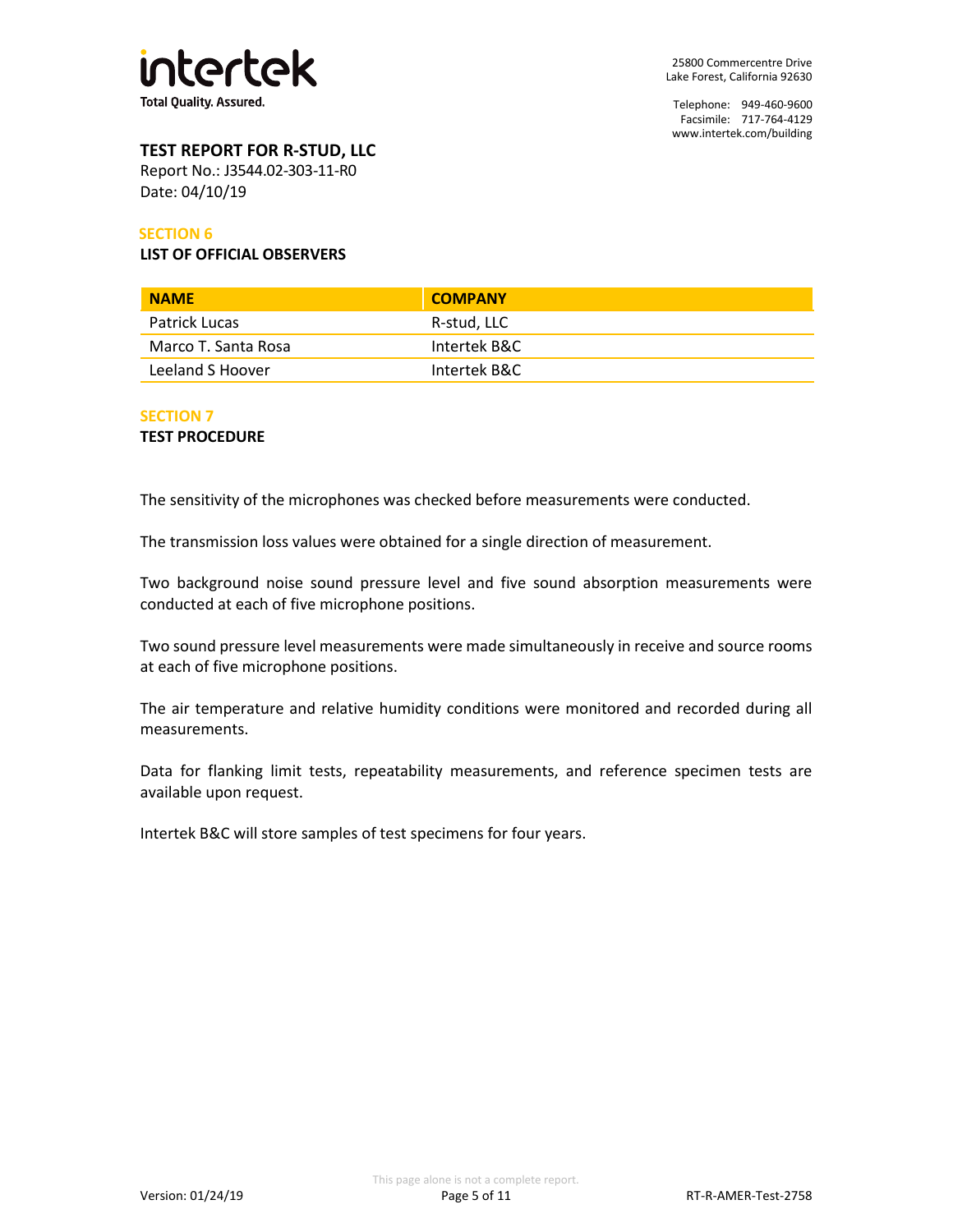**TEST REPORT FOR R-STUD, LLC**
Report No.: J3544.02-303-11-R0
Date: 04/10/19

## SECTION 6
### LIST OF OFFICIAL OBSERVERS

| NAME | COMPANY |
|---|---|
| Patrick Lucas | R-stud, LLC |
| Marco T. Santa Rosa | Intertek B&C |
| Leeland S Hoover | Intertek B&C |

## SECTION 7
### TEST PROCEDURE

The sensitivity of the microphones was checked before measurements were conducted.

The transmission loss values were obtained for a single direction of measurement.

Two background noise sound pressure level and five sound absorption measurements were conducted at each of five microphone positions.

Two sound pressure level measurements were made simultaneously in receive and source rooms at each of five microphone positions.

The air temperature and relative humidity conditions were monitored and recorded during all measurements.

Data for flanking limit tests, repeatability measurements, and reference specimen tests are available upon request.

Intertek B&C will store samples of test specimens for four years.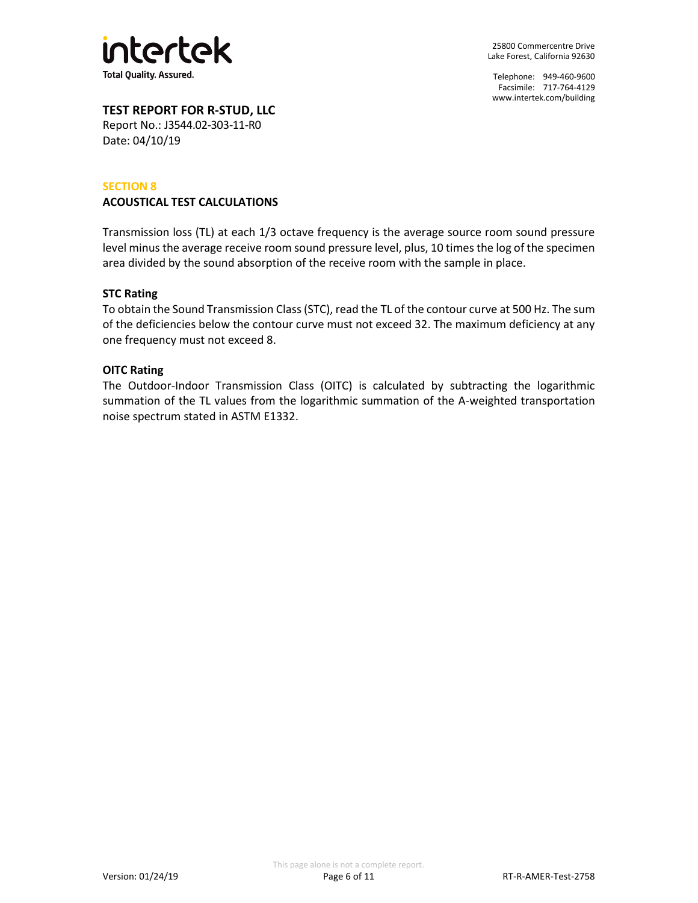## SECTION 8

### ACOUSTICAL TEST CALCULATIONS

Transmission loss (TL) at each 1/3 octave frequency is the average source room sound pressure level minus the average receive room sound pressure level, plus, 10 times the log of the specimen area divided by the sound absorption of the receive room with the sample in place.

**STC Rating**

To obtain the Sound Transmission Class (STC), read the TL of the contour curve at 500 Hz. The sum of the deficiencies below the contour curve must not exceed 32. The maximum deficiency at any one frequency must not exceed 8.

**OITC Rating**

The Outdoor-Indoor Transmission Class (OITC) is calculated by subtracting the logarithmic summation of the TL values from the logarithmic summation of the A-weighted transportation noise spectrum stated in ASTM E1332.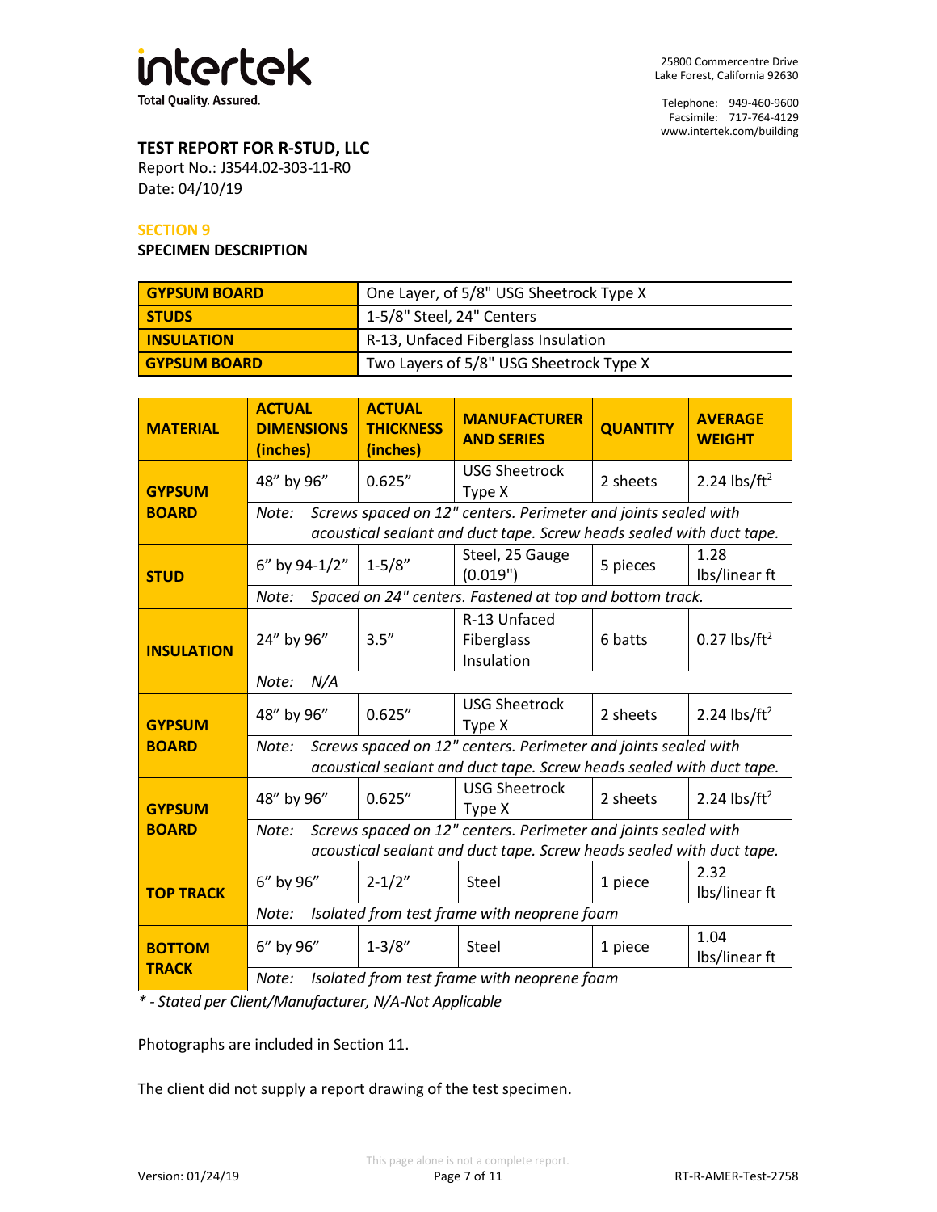**TEST REPORT FOR R-STUD, LLC**
Report No.: J3544.02-303-11-R0
Date: 04/10/19

## SECTION 9

### SPECIMEN DESCRIPTION

| | |
|---|---|
| **GYPSUM BOARD** | One Layer, of 5/8" USG Sheetrock Type X |
| **STUDS** | 1-5/8" Steel, 24" Centers |
| **INSULATION** | R-13, Unfaced Fiberglass Insulation |
| **GYPSUM BOARD** | Two Layers of 5/8" USG Sheetrock Type X |

| MATERIAL | ACTUAL DIMENSIONS (inches) | ACTUAL THICKNESS (inches) | MANUFACTURER AND SERIES | QUANTITY | AVERAGE WEIGHT |
|---|---|---|---|---|---|
| **GYPSUM BOARD** | 48" by 96" | 0.625" | USG Sheetrock Type X | 2 sheets | 2.24 lbs/ft$^2$ |
| | *Note: Screws spaced on 12" centers. Perimeter and joints sealed with acoustical sealant and duct tape. Screw heads sealed with duct tape.* | | | | |
| **STUD** | 6" by 94-1/2" | 1-5/8" | Steel, 25 Gauge (0.019") | 5 pieces | 1.28 lbs/linear ft |
| | *Note: Spaced on 24" centers. Fastened at top and bottom track.* | | | | |
| **INSULATION** | 24" by 96" | 3.5" | R-13 Unfaced Fiberglass Insulation | 6 batts | 0.27 lbs/ft$^2$ |
| | *Note: N/A* | | | | |
| **GYPSUM BOARD** | 48" by 96" | 0.625" | USG Sheetrock Type X | 2 sheets | 2.24 lbs/ft$^2$ |
| | *Note: Screws spaced on 12" centers. Perimeter and joints sealed with acoustical sealant and duct tape. Screw heads sealed with duct tape.* | | | | |
| **GYPSUM BOARD** | 48" by 96" | 0.625" | USG Sheetrock Type X | 2 sheets | 2.24 lbs/ft$^2$ |
| | *Note: Screws spaced on 12" centers. Perimeter and joints sealed with acoustical sealant and duct tape. Screw heads sealed with duct tape.* | | | | |
| **TOP TRACK** | 6" by 96" | 2-1/2" | Steel | 1 piece | 2.32 lbs/linear ft |
| | *Note: Isolated from test frame with neoprene foam* | | | | |
| **BOTTOM TRACK** | 6" by 96" | 1-3/8" | Steel | 1 piece | 1.04 lbs/linear ft |
| | *Note: Isolated from test frame with neoprene foam* | | | | |

*\* - Stated per Client/Manufacturer, N/A-Not Applicable*

Photographs are included in Section 11.

The client did not supply a report drawing of the test specimen.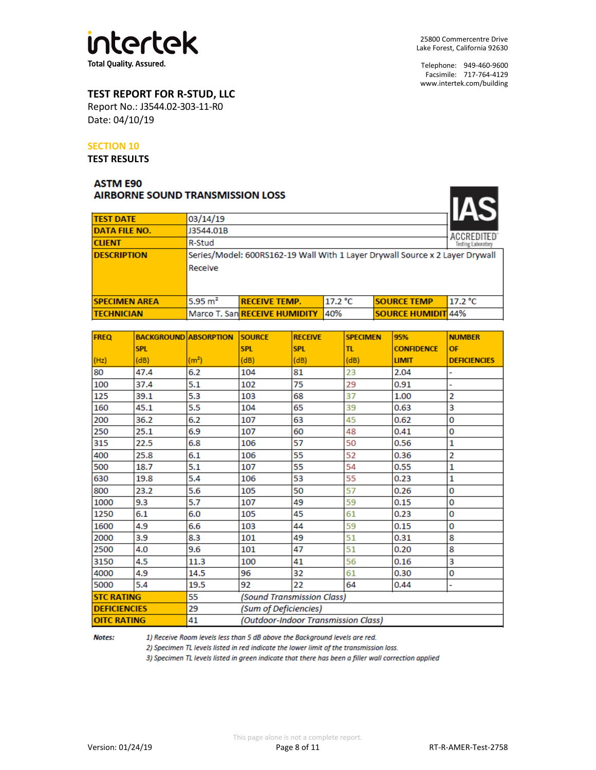intertek
Total Quality. Assured.

25800 Commercentre Drive
Lake Forest, California 92630

Telephone: 949-460-9600
Facsimile: 717-764-4129
www.intertek.com/building

**TEST REPORT FOR R-STUD, LLC**
Report No.: J3544.02-303-11-R0
Date: 04/10/19

## SECTION 10
## TEST RESULTS

### ASTM E90
### AIRBORNE SOUND TRANSMISSION LOSS

IAS ACCREDITED Testing Laboratory

| | | | | | |
|---|---|---|---|---|---|
| **TEST DATE** | 03/14/19 | | | | |
| **DATA FILE NO.** | J3544.01B | | | | |
| **CLIENT** | R-Stud | | | | |
| **DESCRIPTION** | Series/Model: 600RS162-19 Wall With 1 Layer Drywall Source x 2 Layer Drywall Receive | | | | |
| **SPECIMEN AREA** | 5.95 m² | **RECEIVE TEMP.** | 17.2 °C | **SOURCE TEMP** | 17.2 °C |
| **TECHNICIAN** | Marco T. San | **RECEIVE HUMIDITY** | 40% | **SOURCE HUMIDIT** | 44% |

| FREQ (Hz) | BACKGROUND SPL (dB) | ABSORPTION (m²) | SOURCE SPL (dB) | RECEIVE SPL (dB) | SPECIMEN TL (dB) | 95% CONFIDENCE LIMIT | NUMBER OF DEFICIENCIES |
|---|---|---|---|---|---|---|---|
| 80 | 47.4 | 6.2 | 104 | 81 | 23 | 2.04 | - |
| 100 | 37.4 | 5.1 | 102 | 75 | 29 | 0.91 | - |
| 125 | 39.1 | 5.3 | 103 | 68 | 37 | 1.00 | 2 |
| 160 | 45.1 | 5.5 | 104 | 65 | 39 | 0.63 | 3 |
| 200 | 36.2 | 6.2 | 107 | 63 | 45 | 0.62 | 0 |
| 250 | 25.1 | 6.9 | 107 | 60 | 48 | 0.41 | 0 |
| 315 | 22.5 | 6.8 | 106 | 57 | 50 | 0.56 | 1 |
| 400 | 25.8 | 6.1 | 106 | 55 | 52 | 0.36 | 2 |
| 500 | 18.7 | 5.1 | 107 | 55 | 54 | 0.55 | 1 |
| 630 | 19.8 | 5.4 | 106 | 53 | 55 | 0.23 | 1 |
| 800 | 23.2 | 5.6 | 105 | 50 | 57 | 0.26 | 0 |
| 1000 | 9.3 | 5.7 | 107 | 49 | 59 | 0.15 | 0 |
| 1250 | 6.1 | 6.0 | 105 | 45 | 61 | 0.23 | 0 |
| 1600 | 4.9 | 6.6 | 103 | 44 | 59 | 0.15 | 0 |
| 2000 | 3.9 | 8.3 | 101 | 49 | 51 | 0.31 | 8 |
| 2500 | 4.0 | 9.6 | 101 | 47 | 51 | 0.20 | 8 |
| 3150 | 4.5 | 11.3 | 100 | 41 | 56 | 0.16 | 3 |
| 4000 | 4.9 | 14.5 | 96 | 32 | 61 | 0.30 | 0 |
| 5000 | 5.4 | 19.5 | 92 | 22 | 64 | 0.44 | - |
| **STC RATING** | 55 | *(Sound Transmission Class)* | | | | | |
| **DEFICIENCIES** | 29 | *(Sum of Deficiencies)* | | | | | |
| **OITC RATING** | 41 | *(Outdoor-Indoor Transmission Class)* | | | | | |

***Notes:***
*1) Receive Room levels less than 5 dB above the Background levels are red.*
*2) Specimen TL levels listed in red indicate the lower limit of the transmission loss.*
*3) Specimen TL levels listed in green indicate that there has been a filler wall correction applied*

This page alone is not a complete report.

Version: 01/24/19 RT-R-AMER-Test-2758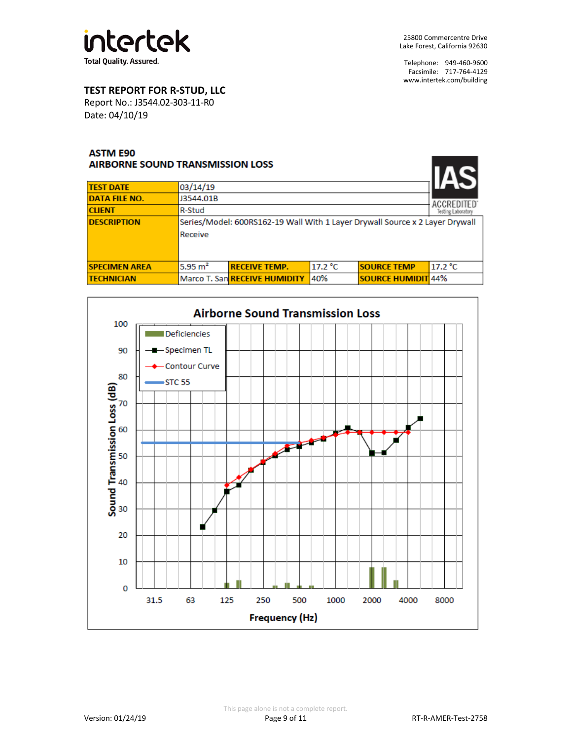**TEST REPORT FOR R-STUD, LLC**
Report No.: J3544.02-303-11-R0
Date: 04/10/19

## ASTM E90
## AIRBORNE SOUND TRANSMISSION LOSS

| | | | | | |
|---|---|---|---|---|---|
| **TEST DATE** | 03/14/19 | | | | |
| **DATA FILE NO.** | J3544.01B | | | | |
| **CLIENT** | R-Stud | | | | |
| **DESCRIPTION** | Series/Model: 600RS162-19 Wall With 1 Layer Drywall Source x 2 Layer Drywall Receive | | | | |
| **SPECIMEN AREA** | 5.95 m² | **RECEIVE TEMP.** | 17.2 °C | **SOURCE TEMP** | 17.2 °C |
| **TECHNICIAN** | Marco T. San | **RECEIVE HUMIDITY** | 40% | **SOURCE HUMIDIT** | 44% |

**Airborne Sound Transmission Loss**

Legend: Deficiencies; Specimen TL; Contour Curve; STC 55

Sound Transmission Loss (dB)

Frequency (Hz): 31.5, 63, 125, 250, 500, 1000, 2000, 4000, 8000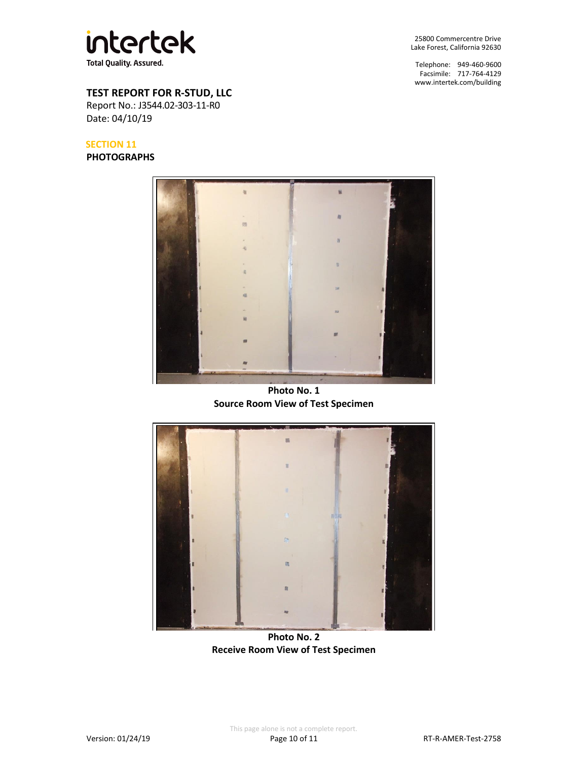**TEST REPORT FOR R-STUD, LLC**
Report No.: J3544.02-303-11-R0
Date: 04/10/19

## SECTION 11
## PHOTOGRAPHS

**Photo No. 1**
**Source Room View of Test Specimen**

**Photo No. 2**
**Receive Room View of Test Specimen**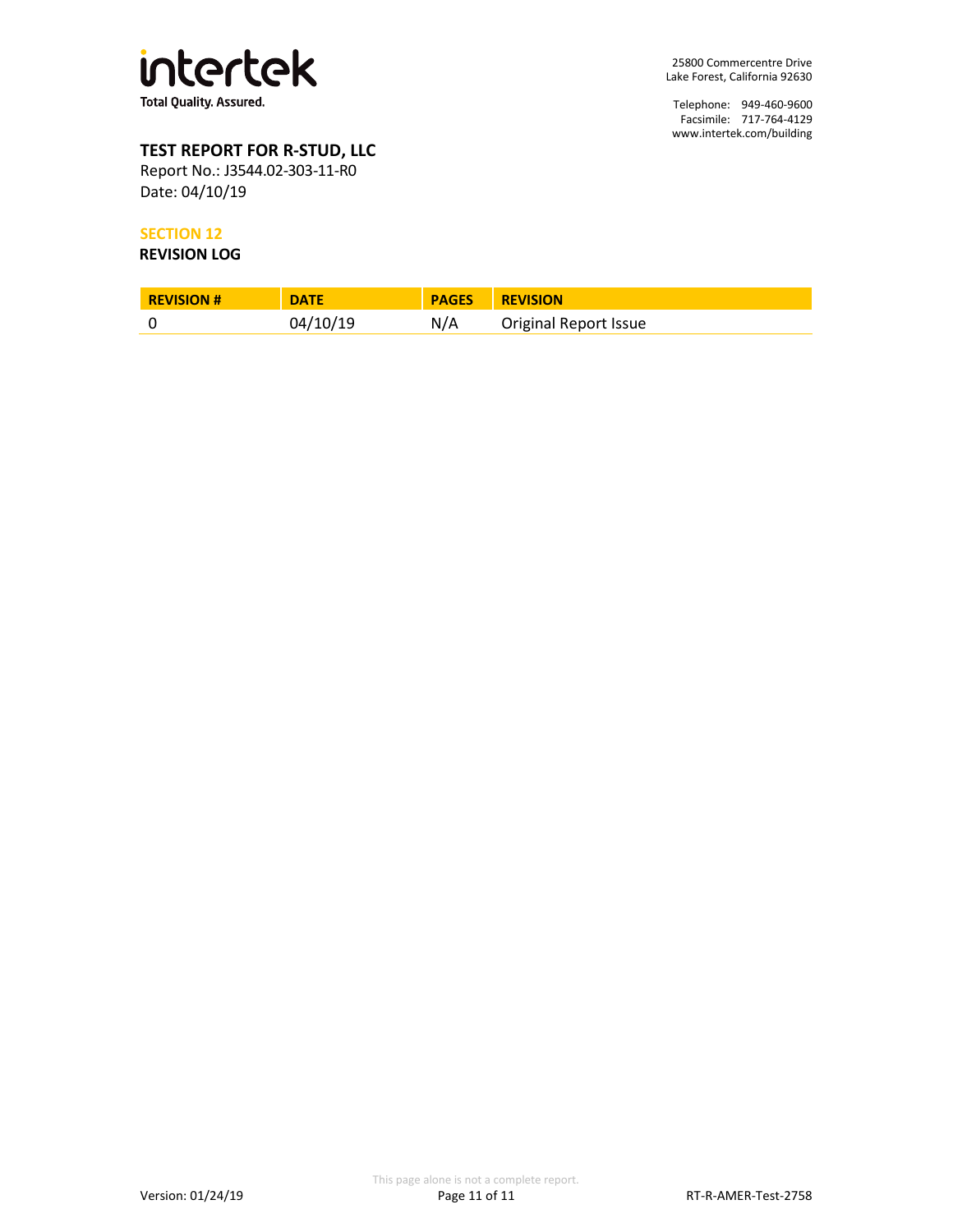## SECTION 12

### REVISION LOG

| REVISION # | DATE | PAGES | REVISION |
|---|---|---|---|
| 0 | 04/10/19 | N/A | Original Report Issue |